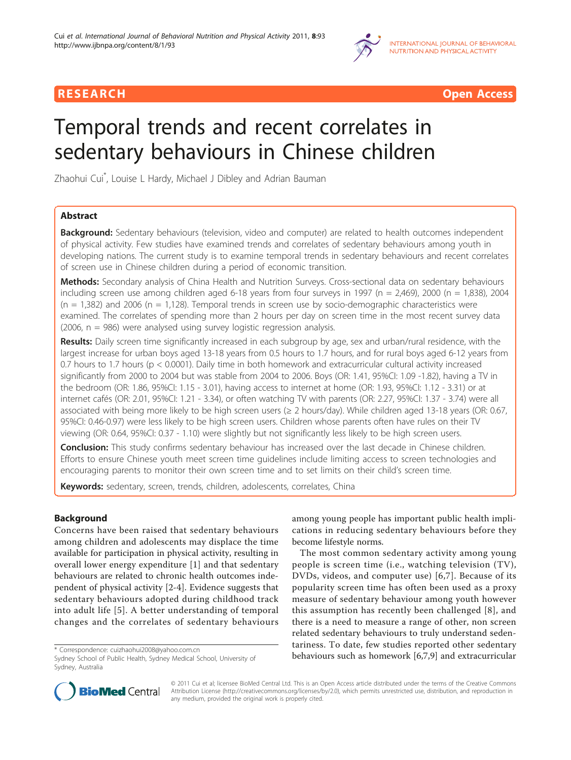# Temporal trends and recent correlates in sedentary behaviours in Chinese children

Zhaohui Cui*, Louise L Hardy, Michael J Dibley and Adrian Bauman

## Abstract

**Background:** Sedentary behaviours (television, video and computer) are related to health outcomes independent of physical activity. Few studies have examined trends and correlates of sedentary behaviours among youth in developing nations. The current study is to examine temporal trends in sedentary behaviours and recent correlates of screen use in Chinese children during a period of economic transition.

**Methods:** Secondary analysis of China Health and Nutrition Surveys. Cross-sectional data on sedentary behaviours including screen use among children aged 6-18 years from four surveys in 1997 (n = 2,469), 2000 (n = 1,838), 2004 (n = 1,382) and 2006 (n = 1,128). Temporal trends in screen use by socio-demographic characteristics were examined. The correlates of spending more than 2 hours per day on screen time in the most recent survey data (2006, n = 986) were analysed using survey logistic regression analysis.

**Results:** Daily screen time significantly increased in each subgroup by age, sex and urban/rural residence, with the largest increase for urban boys aged 13-18 years from 0.5 hours to 1.7 hours, and for rural boys aged 6-12 years from 0.7 hours to 1.7 hours ($p < 0.0001$). Daily time in both homework and extracurricular cultural activity increased significantly from 2000 to 2004 but was stable from 2004 to 2006. Boys (OR: 1.41, 95%CI: 1.09 -1.82), having a TV in the bedroom (OR: 1.86, 95%CI: 1.15 - 3.01), having access to internet at home (OR: 1.93, 95%CI: 1.12 - 3.31) or at internet cafés (OR: 2.01, 95%CI: 1.21 - 3.34), or often watching TV with parents (OR: 2.27, 95%CI: 1.37 - 3.74) were all associated with being more likely to be high screen users (≥ 2 hours/day). While children aged 13-18 years (OR: 0.67, 95%CI: 0.46-0.97) were less likely to be high screen users. Children whose parents often have rules on their TV viewing (OR: 0.64, 95%CI: 0.37 - 1.10) were slightly but not significantly less likely to be high screen users.

**Conclusion:** This study confirms sedentary behaviour has increased over the last decade in Chinese children. Efforts to ensure Chinese youth meet screen time guidelines include limiting access to screen technologies and encouraging parents to monitor their own screen time and to set limits on their child's screen time.

**Keywords:** sedentary, screen, trends, children, adolescents, correlates, China

## Background

Concerns have been raised that sedentary behaviours among children and adolescents may displace the time available for participation in physical activity, resulting in overall lower energy expenditure [1] and that sedentary behaviours are related to chronic health outcomes independent of physical activity [2-4]. Evidence suggests that sedentary behaviours adopted during childhood track into adult life [5]. A better understanding of temporal changes and the correlates of sedentary behaviours among young people has important public health implications in reducing sedentary behaviours before they become lifestyle norms.

The most common sedentary activity among young people is screen time (i.e., watching television (TV), DVDs, videos, and computer use) [6,7]. Because of its popularity screen time has often been used as a proxy measure of sedentary behaviour among youth however this assumption has recently been challenged [8], and there is a need to measure a range of other, non screen related sedentary behaviours to truly understand sedentariness. To date, few studies reported other sedentary behaviours such as homework [6,7,9] and extracurricular

* Correspondence: cuizhaohui2008@yahoo.com.cn
Sydney School of Public Health, Sydney Medical School, University of Sydney, Australia

© 2011 Cui et al; licensee BioMed Central Ltd. This is an Open Access article distributed under the terms of the Creative Commons Attribution License (http://creativecommons.org/licenses/by/2.0), which permits unrestricted use, distribution, and reproduction in any medium, provided the original work is properly cited.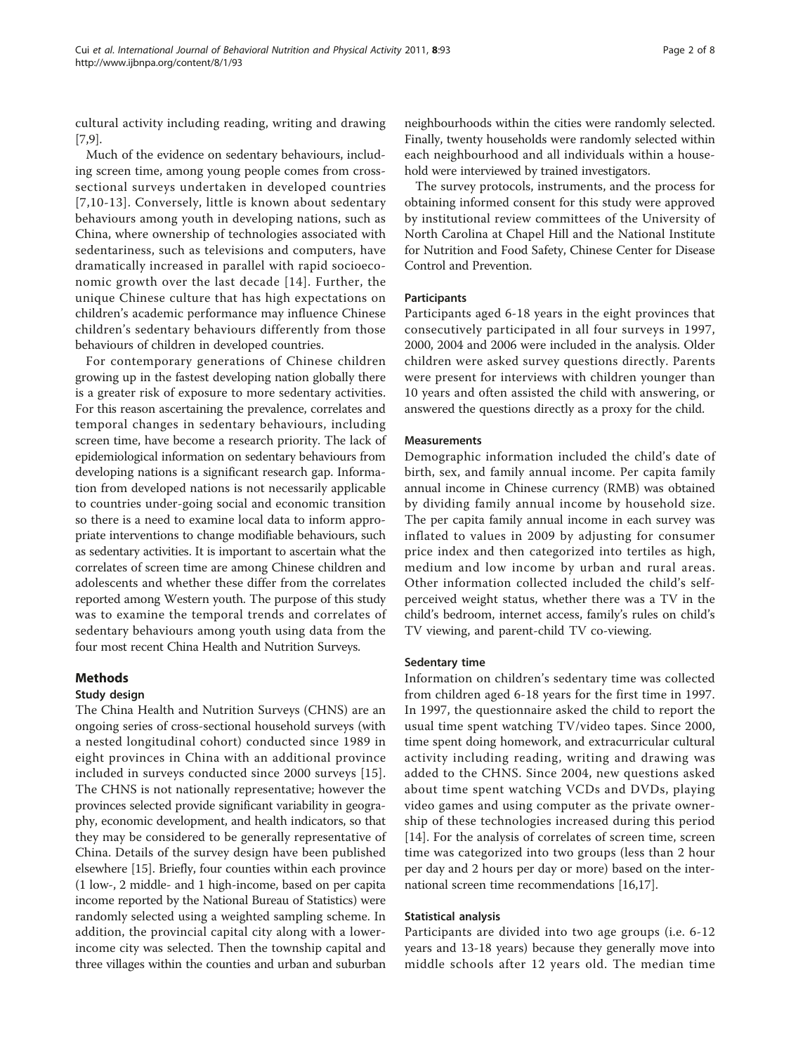cultural activity including reading, writing and drawing [7,9].

Much of the evidence on sedentary behaviours, including screen time, among young people comes from cross-sectional surveys undertaken in developed countries [7,10-13]. Conversely, little is known about sedentary behaviours among youth in developing nations, such as China, where ownership of technologies associated with sedentariness, such as televisions and computers, have dramatically increased in parallel with rapid socioeconomic growth over the last decade [14]. Further, the unique Chinese culture that has high expectations on children's academic performance may influence Chinese children's sedentary behaviours differently from those behaviours of children in developed countries.

For contemporary generations of Chinese children growing up in the fastest developing nation globally there is a greater risk of exposure to more sedentary activities. For this reason ascertaining the prevalence, correlates and temporal changes in sedentary behaviours, including screen time, have become a research priority. The lack of epidemiological information on sedentary behaviours from developing nations is a significant research gap. Information from developed nations is not necessarily applicable to countries under-going social and economic transition so there is a need to examine local data to inform appropriate interventions to change modifiable behaviours, such as sedentary activities. It is important to ascertain what the correlates of screen time are among Chinese children and adolescents and whether these differ from the correlates reported among Western youth. The purpose of this study was to examine the temporal trends and correlates of sedentary behaviours among youth using data from the four most recent China Health and Nutrition Surveys.

## Methods

### Study design

The China Health and Nutrition Surveys (CHNS) are an ongoing series of cross-sectional household surveys (with a nested longitudinal cohort) conducted since 1989 in eight provinces in China with an additional province included in surveys conducted since 2000 surveys [15]. The CHNS is not nationally representative; however the provinces selected provide significant variability in geography, economic development, and health indicators, so that they may be considered to be generally representative of China. Details of the survey design have been published elsewhere [15]. Briefly, four counties within each province (1 low-, 2 middle- and 1 high-income, based on per capita income reported by the National Bureau of Statistics) were randomly selected using a weighted sampling scheme. In addition, the provincial capital city along with a lower-income city was selected. Then the township capital and three villages within the counties and urban and suburban neighbourhoods within the cities were randomly selected. Finally, twenty households were randomly selected within each neighbourhood and all individuals within a household were interviewed by trained investigators.

The survey protocols, instruments, and the process for obtaining informed consent for this study were approved by institutional review committees of the University of North Carolina at Chapel Hill and the National Institute for Nutrition and Food Safety, Chinese Center for Disease Control and Prevention.

### Participants

Participants aged 6-18 years in the eight provinces that consecutively participated in all four surveys in 1997, 2000, 2004 and 2006 were included in the analysis. Older children were asked survey questions directly. Parents were present for interviews with children younger than 10 years and often assisted the child with answering, or answered the questions directly as a proxy for the child.

### Measurements

Demographic information included the child's date of birth, sex, and family annual income. Per capita family annual income in Chinese currency (RMB) was obtained by dividing family annual income by household size. The per capita family annual income in each survey was inflated to values in 2009 by adjusting for consumer price index and then categorized into tertiles as high, medium and low income by urban and rural areas. Other information collected included the child's self-perceived weight status, whether there was a TV in the child's bedroom, internet access, family's rules on child's TV viewing, and parent-child TV co-viewing.

### Sedentary time

Information on children's sedentary time was collected from children aged 6-18 years for the first time in 1997. In 1997, the questionnaire asked the child to report the usual time spent watching TV/video tapes. Since 2000, time spent doing homework, and extracurricular cultural activity including reading, writing and drawing was added to the CHNS. Since 2004, new questions asked about time spent watching VCDs and DVDs, playing video games and using computer as the private ownership of these technologies increased during this period [14]. For the analysis of correlates of screen time, screen time was categorized into two groups (less than 2 hour per day and 2 hours per day or more) based on the international screen time recommendations [16,17].

### Statistical analysis

Participants are divided into two age groups (i.e. 6-12 years and 13-18 years) because they generally move into middle schools after 12 years old. The median time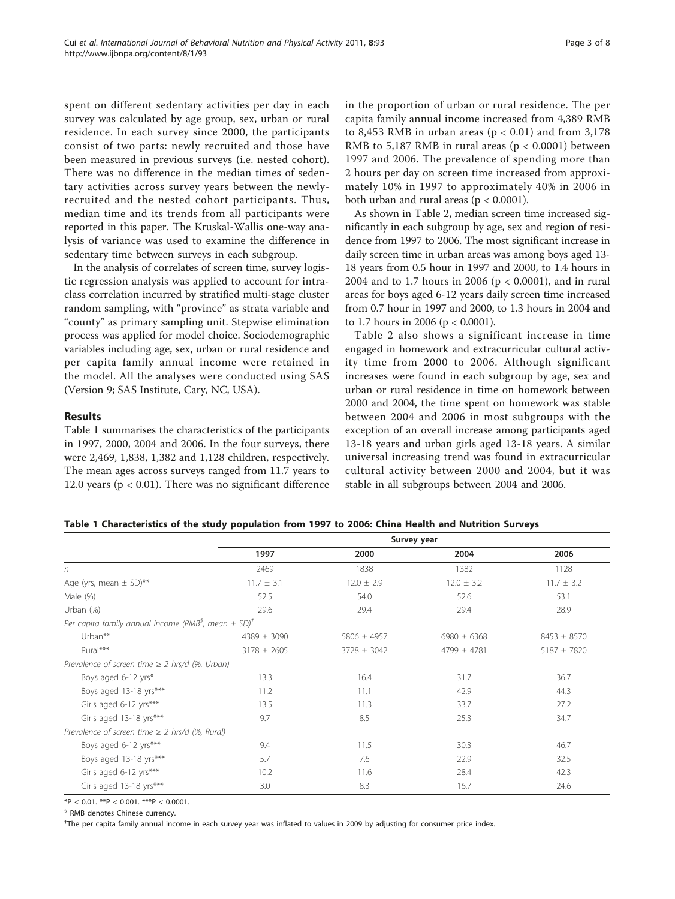spent on different sedentary activities per day in each survey was calculated by age group, sex, urban or rural residence. In each survey since 2000, the participants consist of two parts: newly recruited and those have been measured in previous surveys (i.e. nested cohort). There was no difference in the median times of sedentary activities across survey years between the newly-recruited and the nested cohort participants. Thus, median time and its trends from all participants were reported in this paper. The Kruskal-Wallis one-way analysis of variance was used to examine the difference in sedentary time between surveys in each subgroup.

In the analysis of correlates of screen time, survey logistic regression analysis was applied to account for intraclass correlation incurred by stratified multi-stage cluster random sampling, with "province" as strata variable and "county" as primary sampling unit. Stepwise elimination process was applied for model choice. Sociodemographic variables including age, sex, urban or rural residence and per capita family annual income were retained in the model. All the analyses were conducted using SAS (Version 9; SAS Institute, Cary, NC, USA).

## Results

Table 1 summarises the characteristics of the participants in 1997, 2000, 2004 and 2006. In the four surveys, there were 2,469, 1,838, 1,382 and 1,128 children, respectively. The mean ages across surveys ranged from 11.7 years to 12.0 years ($p < 0.01$). There was no significant difference in the proportion of urban or rural residence. The per capita family annual income increased from 4,389 RMB to 8,453 RMB in urban areas ($p < 0.01$) and from 3,178 RMB to 5,187 RMB in rural areas ($p < 0.0001$) between 1997 and 2006. The prevalence of spending more than 2 hours per day on screen time increased from approximately 10% in 1997 to approximately 40% in 2006 in both urban and rural areas ($p < 0.0001$).

As shown in Table 2, median screen time increased significantly in each subgroup by age, sex and region of residence from 1997 to 2006. The most significant increase in daily screen time in urban areas was among boys aged 13-18 years from 0.5 hour in 1997 and 2000, to 1.4 hours in 2004 and to 1.7 hours in 2006 ($p < 0.0001$), and in rural areas for boys aged 6-12 years daily screen time increased from 0.7 hour in 1997 and 2000, to 1.3 hours in 2004 and to 1.7 hours in 2006 ($p < 0.0001$).

Table 2 also shows a significant increase in time engaged in homework and extracurricular cultural activity time from 2000 to 2006. Although significant increases were found in each subgroup by age, sex and urban or rural residence in time on homework between 2000 and 2004, the time spent on homework was stable between 2004 and 2006 in most subgroups with the exception of an overall increase among participants aged 13-18 years and urban girls aged 13-18 years. A similar universal increasing trend was found in extracurricular cultural activity between 2000 and 2004, but it was stable in all subgroups between 2004 and 2006.

**Table 1 Characteristics of the study population from 1997 to 2006: China Health and Nutrition Surveys**

| | Survey year | | | |
|---|---|---|---|---|
| | 1997 | 2000 | 2004 | 2006 |
| *n* | 2469 | 1838 | 1382 | 1128 |
| Age (yrs, mean ± SD)** | 11.7 ± 3.1 | 12.0 ± 2.9 | 12.0 ± 3.2 | 11.7 ± 3.2 |
| Male (%) | 52.5 | 54.0 | 52.6 | 53.1 |
| Urban (%) | 29.6 | 29.4 | 29.4 | 28.9 |
| *Per capita family annual income (RMB[§], mean ± SD)[†]* | | | | |
| Urban** | 4389 ± 3090 | 5806 ± 4957 | 6980 ± 6368 | 8453 ± 8570 |
| Rural*** | 3178 ± 2605 | 3728 ± 3042 | 4799 ± 4781 | 5187 ± 7820 |
| *Prevalence of screen time ≥ 2 hrs/d (%, Urban)* | | | | |
| Boys aged 6-12 yrs* | 13.3 | 16.4 | 31.7 | 36.7 |
| Boys aged 13-18 yrs*** | 11.2 | 11.1 | 42.9 | 44.3 |
| Girls aged 6-12 yrs*** | 13.5 | 11.3 | 33.7 | 27.2 |
| Girls aged 13-18 yrs*** | 9.7 | 8.5 | 25.3 | 34.7 |
| *Prevalence of screen time ≥ 2 hrs/d (%, Rural)* | | | | |
| Boys aged 6-12 yrs*** | 9.4 | 11.5 | 30.3 | 46.7 |
| Boys aged 13-18 yrs*** | 5.7 | 7.6 | 22.9 | 32.5 |
| Girls aged 6-12 yrs*** | 10.2 | 11.6 | 28.4 | 42.3 |
| Girls aged 13-18 yrs*** | 3.0 | 8.3 | 16.7 | 24.6 |

*P < 0.01. **P < 0.001. ***P < 0.0001.

[§] RMB denotes Chinese currency.

[†]The per capita family annual income in each survey year was inflated to values in 2009 by adjusting for consumer price index.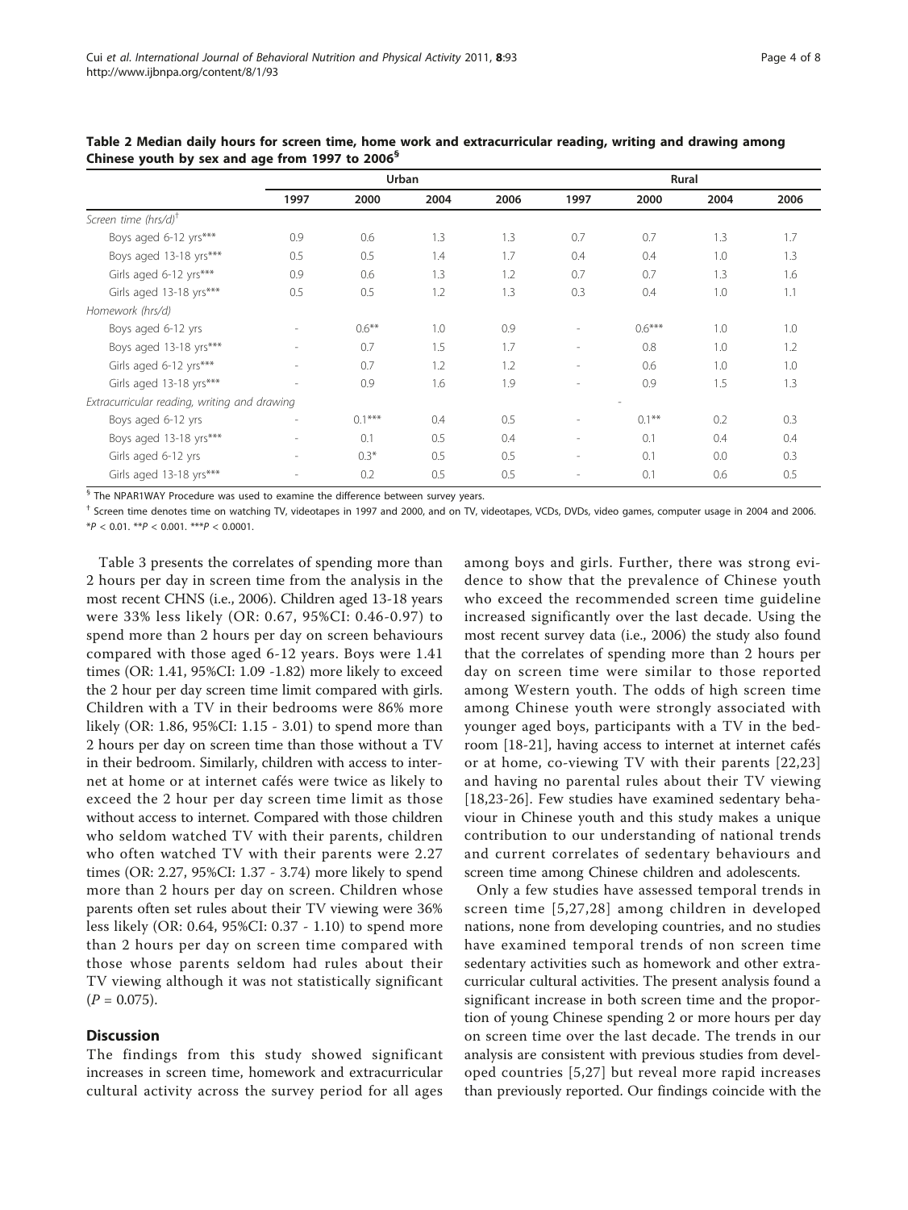**Table 2 Median daily hours for screen time, home work and extracurricular reading, writing and drawing among Chinese youth by sex and age from 1997 to 2006[§]**

| | Urban | | | | Rural | | | |
|---|---|---|---|---|---|---|---|---|
| | 1997 | 2000 | 2004 | 2006 | 1997 | 2000 | 2004 | 2006 |
| *Screen time (hrs/d)*[†] | | | | | | | | |
| Boys aged 6-12 yrs*** | 0.9 | 0.6 | 1.3 | 1.3 | 0.7 | 0.7 | 1.3 | 1.7 |
| Boys aged 13-18 yrs*** | 0.5 | 0.5 | 1.4 | 1.7 | 0.4 | 0.4 | 1.0 | 1.3 |
| Girls aged 6-12 yrs*** | 0.9 | 0.6 | 1.3 | 1.2 | 0.7 | 0.7 | 1.3 | 1.6 |
| Girls aged 13-18 yrs*** | 0.5 | 0.5 | 1.2 | 1.3 | 0.3 | 0.4 | 1.0 | 1.1 |
| *Homework (hrs/d)* | | | | | | | | |
| Boys aged 6-12 yrs | - | 0.6** | 1.0 | 0.9 | - | 0.6*** | 1.0 | 1.0 |
| Boys aged 13-18 yrs*** | - | 0.7 | 1.5 | 1.7 | - | 0.8 | 1.0 | 1.2 |
| Girls aged 6-12 yrs*** | - | 0.7 | 1.2 | 1.2 | - | 0.6 | 1.0 | 1.0 |
| Girls aged 13-18 yrs*** | - | 0.9 | 1.6 | 1.9 | - | 0.9 | 1.5 | 1.3 |
| *Extracurricular reading, writing and drawing* | | | | | - | | | |
| Boys aged 6-12 yrs | - | 0.1*** | 0.4 | 0.5 | - | 0.1** | 0.2 | 0.3 |
| Boys aged 13-18 yrs*** | - | 0.1 | 0.5 | 0.4 | - | 0.1 | 0.4 | 0.4 |
| Girls aged 6-12 yrs | - | 0.3* | 0.5 | 0.5 | - | 0.1 | 0.0 | 0.3 |
| Girls aged 13-18 yrs*** | - | 0.2 | 0.5 | 0.5 | - | 0.1 | 0.6 | 0.5 |

[§] The NPAR1WAY Procedure was used to examine the difference between survey years.

[†] Screen time denotes time on watching TV, videotapes in 1997 and 2000, and on TV, videotapes, VCDs, DVDs, video games, computer usage in 2004 and 2006.

*$P < 0.01$. **$P < 0.001$. ***$P < 0.0001$.

Table 3 presents the correlates of spending more than 2 hours per day in screen time from the analysis in the most recent CHNS (i.e., 2006). Children aged 13-18 years were 33% less likely (OR: 0.67, 95%CI: 0.46-0.97) to spend more than 2 hours per day on screen behaviours compared with those aged 6-12 years. Boys were 1.41 times (OR: 1.41, 95%CI: 1.09 -1.82) more likely to exceed the 2 hour per day screen time limit compared with girls. Children with a TV in their bedrooms were 86% more likely (OR: 1.86, 95%CI: 1.15 - 3.01) to spend more than 2 hours per day on screen time than those without a TV in their bedroom. Similarly, children with access to internet at home or at internet cafés were twice as likely to exceed the 2 hour per day screen time limit as those without access to internet. Compared with those children who seldom watched TV with their parents, children who often watched TV with their parents were 2.27 times (OR: 2.27, 95%CI: 1.37 - 3.74) more likely to spend more than 2 hours per day on screen. Children whose parents often set rules about their TV viewing were 36% less likely (OR: 0.64, 95%CI: 0.37 - 1.10) to spend more than 2 hours per day on screen time compared with those whose parents seldom had rules about their TV viewing although it was not statistically significant ($P = 0.075$).

## Discussion

The findings from this study showed significant increases in screen time, homework and extracurricular cultural activity across the survey period for all ages among boys and girls. Further, there was strong evidence to show that the prevalence of Chinese youth who exceed the recommended screen time guideline increased significantly over the last decade. Using the most recent survey data (i.e., 2006) the study also found that the correlates of spending more than 2 hours per day on screen time were similar to those reported among Western youth. The odds of high screen time among Chinese youth were strongly associated with younger aged boys, participants with a TV in the bedroom [18-21], having access to internet at internet cafés or at home, co-viewing TV with their parents [22,23] and having no parental rules about their TV viewing [18,23-26]. Few studies have examined sedentary behaviour in Chinese youth and this study makes a unique contribution to our understanding of national trends and current correlates of sedentary behaviours and screen time among Chinese children and adolescents.

Only a few studies have assessed temporal trends in screen time [5,27,28] among children in developed nations, none from developing countries, and no studies have examined temporal trends of non screen time sedentary activities such as homework and other extracurricular cultural activities. The present analysis found a significant increase in both screen time and the proportion of young Chinese spending 2 or more hours per day on screen time over the last decade. The trends in our analysis are consistent with previous studies from developed countries [5,27] but reveal more rapid increases than previously reported. Our findings coincide with the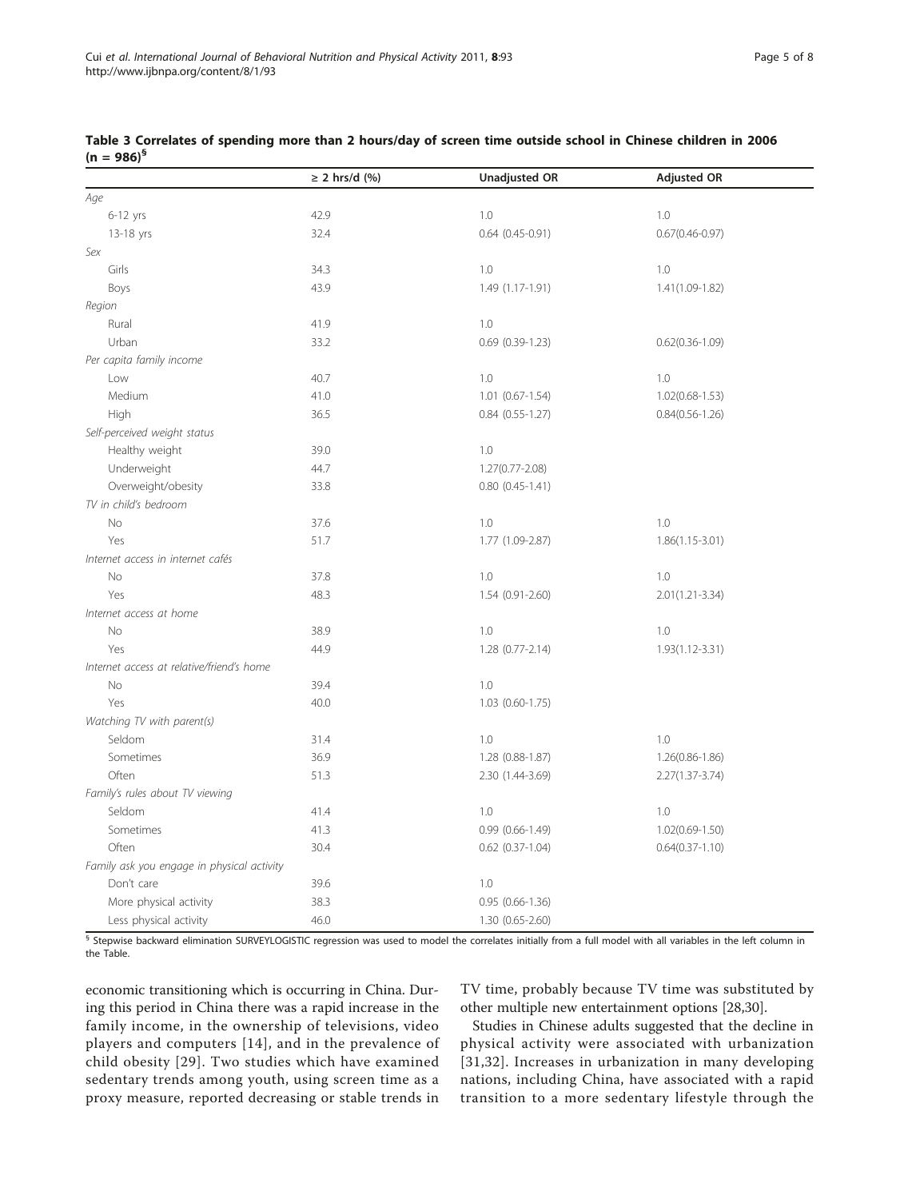**Table 3 Correlates of spending more than 2 hours/day of screen time outside school in Chinese children in 2006 (n = 986)[§]**

| | ≥ 2 hrs/d (%) | Unadjusted OR | Adjusted OR |
|---|---|---|---|
| *Age* | | | |
| 6-12 yrs | 42.9 | 1.0 | 1.0 |
| 13-18 yrs | 32.4 | 0.64 (0.45-0.91) | 0.67(0.46-0.97) |
| *Sex* | | | |
| Girls | 34.3 | 1.0 | 1.0 |
| Boys | 43.9 | 1.49 (1.17-1.91) | 1.41(1.09-1.82) |
| *Region* | | | |
| Rural | 41.9 | 1.0 | |
| Urban | 33.2 | 0.69 (0.39-1.23) | 0.62(0.36-1.09) |
| *Per capita family income* | | | |
| Low | 40.7 | 1.0 | 1.0 |
| Medium | 41.0 | 1.01 (0.67-1.54) | 1.02(0.68-1.53) |
| High | 36.5 | 0.84 (0.55-1.27) | 0.84(0.56-1.26) |
| *Self-perceived weight status* | | | |
| Healthy weight | 39.0 | 1.0 | |
| Underweight | 44.7 | 1.27(0.77-2.08) | |
| Overweight/obesity | 33.8 | 0.80 (0.45-1.41) | |
| *TV in child's bedroom* | | | |
| No | 37.6 | 1.0 | 1.0 |
| Yes | 51.7 | 1.77 (1.09-2.87) | 1.86(1.15-3.01) |
| *Internet access in internet cafés* | | | |
| No | 37.8 | 1.0 | 1.0 |
| Yes | 48.3 | 1.54 (0.91-2.60) | 2.01(1.21-3.34) |
| *Internet access at home* | | | |
| No | 38.9 | 1.0 | 1.0 |
| Yes | 44.9 | 1.28 (0.77-2.14) | 1.93(1.12-3.31) |
| *Internet access at relative/friend's home* | | | |
| No | 39.4 | 1.0 | |
| Yes | 40.0 | 1.03 (0.60-1.75) | |
| *Watching TV with parent(s)* | | | |
| Seldom | 31.4 | 1.0 | 1.0 |
| Sometimes | 36.9 | 1.28 (0.88-1.87) | 1.26(0.86-1.86) |
| Often | 51.3 | 2.30 (1.44-3.69) | 2.27(1.37-3.74) |
| *Family's rules about TV viewing* | | | |
| Seldom | 41.4 | 1.0 | 1.0 |
| Sometimes | 41.3 | 0.99 (0.66-1.49) | 1.02(0.69-1.50) |
| Often | 30.4 | 0.62 (0.37-1.04) | 0.64(0.37-1.10) |
| *Family ask you engage in physical activity* | | | |
| Don't care | 39.6 | 1.0 | |
| More physical activity | 38.3 | 0.95 (0.66-1.36) | |
| Less physical activity | 46.0 | 1.30 (0.65-2.60) | |

[§] Stepwise backward elimination SURVEYLOGISTIC regression was used to model the correlates initially from a full model with all variables in the left column in the Table.

economic transitioning which is occurring in China. During this period in China there was a rapid increase in the family income, in the ownership of televisions, video players and computers [14], and in the prevalence of child obesity [29]. Two studies which have examined sedentary trends among youth, using screen time as a proxy measure, reported decreasing or stable trends in TV time, probably because TV time was substituted by other multiple new entertainment options [28,30].

Studies in Chinese adults suggested that the decline in physical activity were associated with urbanization [31,32]. Increases in urbanization in many developing nations, including China, have associated with a rapid transition to a more sedentary lifestyle through the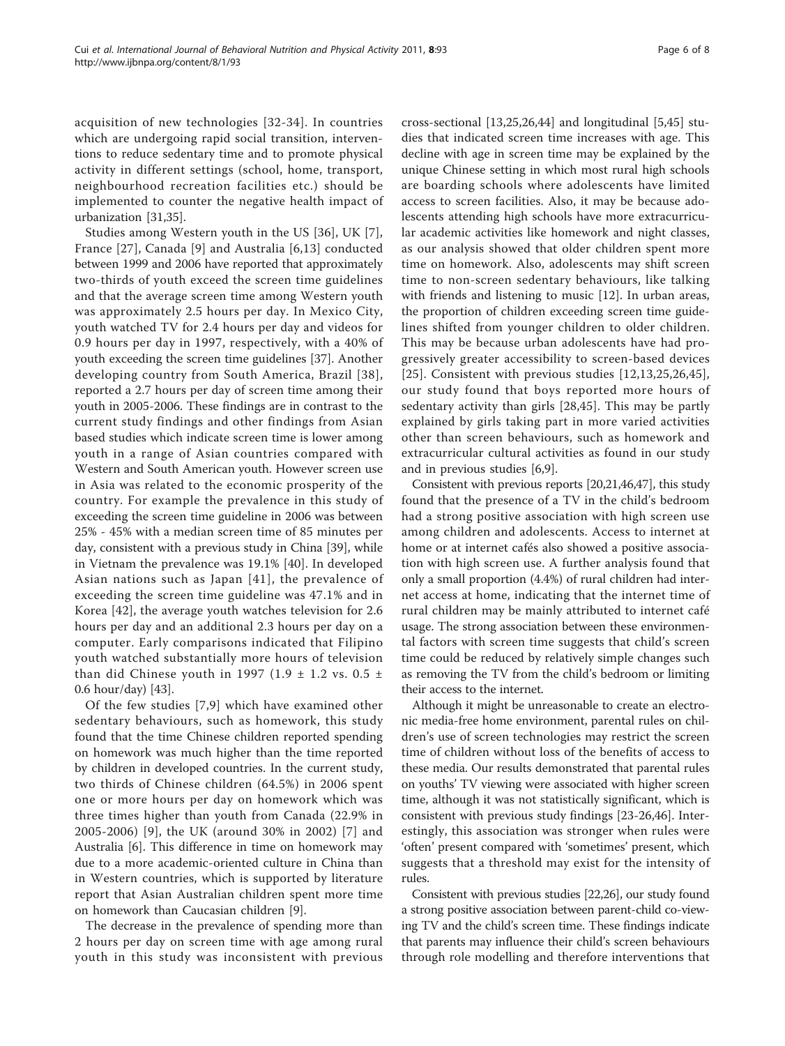acquisition of new technologies [32-34]. In countries which are undergoing rapid social transition, interventions to reduce sedentary time and to promote physical activity in different settings (school, home, transport, neighbourhood recreation facilities etc.) should be implemented to counter the negative health impact of urbanization [31,35].

Studies among Western youth in the US [36], UK [7], France [27], Canada [9] and Australia [6,13] conducted between 1999 and 2006 have reported that approximately two-thirds of youth exceed the screen time guidelines and that the average screen time among Western youth was approximately 2.5 hours per day. In Mexico City, youth watched TV for 2.4 hours per day and videos for 0.9 hours per day in 1997, respectively, with a 40% of youth exceeding the screen time guidelines [37]. Another developing country from South America, Brazil [38], reported a 2.7 hours per day of screen time among their youth in 2005-2006. These findings are in contrast to the current study findings and other findings from Asian based studies which indicate screen time is lower among youth in a range of Asian countries compared with Western and South American youth. However screen use in Asia was related to the economic prosperity of the country. For example the prevalence in this study of exceeding the screen time guideline in 2006 was between 25% - 45% with a median screen time of 85 minutes per day, consistent with a previous study in China [39], while in Vietnam the prevalence was 19.1% [40]. In developed Asian nations such as Japan [41], the prevalence of exceeding the screen time guideline was 47.1% and in Korea [42], the average youth watches television for 2.6 hours per day and an additional 2.3 hours per day on a computer. Early comparisons indicated that Filipino youth watched substantially more hours of television than did Chinese youth in 1997 ($1.9 \pm 1.2$ vs. $0.5 \pm 0.6$ hour/day) [43].

Of the few studies [7,9] which have examined other sedentary behaviours, such as homework, this study found that the time Chinese children reported spending on homework was much higher than the time reported by children in developed countries. In the current study, two thirds of Chinese children (64.5%) in 2006 spent one or more hours per day on homework which was three times higher than youth from Canada (22.9% in 2005-2006) [9], the UK (around 30% in 2002) [7] and Australia [6]. This difference in time on homework may due to a more academic-oriented culture in China than in Western countries, which is supported by literature report that Asian Australian children spent more time on homework than Caucasian children [9].

The decrease in the prevalence of spending more than 2 hours per day on screen time with age among rural youth in this study was inconsistent with previous cross-sectional [13,25,26,44] and longitudinal [5,45] studies that indicated screen time increases with age. This decline with age in screen time may be explained by the unique Chinese setting in which most rural high schools are boarding schools where adolescents have limited access to screen facilities. Also, it may be because adolescents attending high schools have more extracurricular academic activities like homework and night classes, as our analysis showed that older children spent more time on homework. Also, adolescents may shift screen time to non-screen sedentary behaviours, like talking with friends and listening to music [12]. In urban areas, the proportion of children exceeding screen time guidelines shifted from younger children to older children. This may be because urban adolescents have had progressively greater accessibility to screen-based devices [25]. Consistent with previous studies [12,13,25,26,45], our study found that boys reported more hours of sedentary activity than girls [28,45]. This may be partly explained by girls taking part in more varied activities other than screen behaviours, such as homework and extracurricular cultural activities as found in our study and in previous studies [6,9].

Consistent with previous reports [20,21,46,47], this study found that the presence of a TV in the child's bedroom had a strong positive association with high screen use among children and adolescents. Access to internet at home or at internet cafés also showed a positive association with high screen use. A further analysis found that only a small proportion (4.4%) of rural children had internet access at home, indicating that the internet time of rural children may be mainly attributed to internet café usage. The strong association between these environmental factors with screen time suggests that child's screen time could be reduced by relatively simple changes such as removing the TV from the child's bedroom or limiting their access to the internet.

Although it might be unreasonable to create an electronic media-free home environment, parental rules on children's use of screen technologies may restrict the screen time of children without loss of the benefits of access to these media. Our results demonstrated that parental rules on youths' TV viewing were associated with higher screen time, although it was not statistically significant, which is consistent with previous study findings [23-26,46]. Interestingly, this association was stronger when rules were 'often' present compared with 'sometimes' present, which suggests that a threshold may exist for the intensity of rules.

Consistent with previous studies [22,26], our study found a strong positive association between parent-child co-viewing TV and the child's screen time. These findings indicate that parents may influence their child's screen behaviours through role modelling and therefore interventions that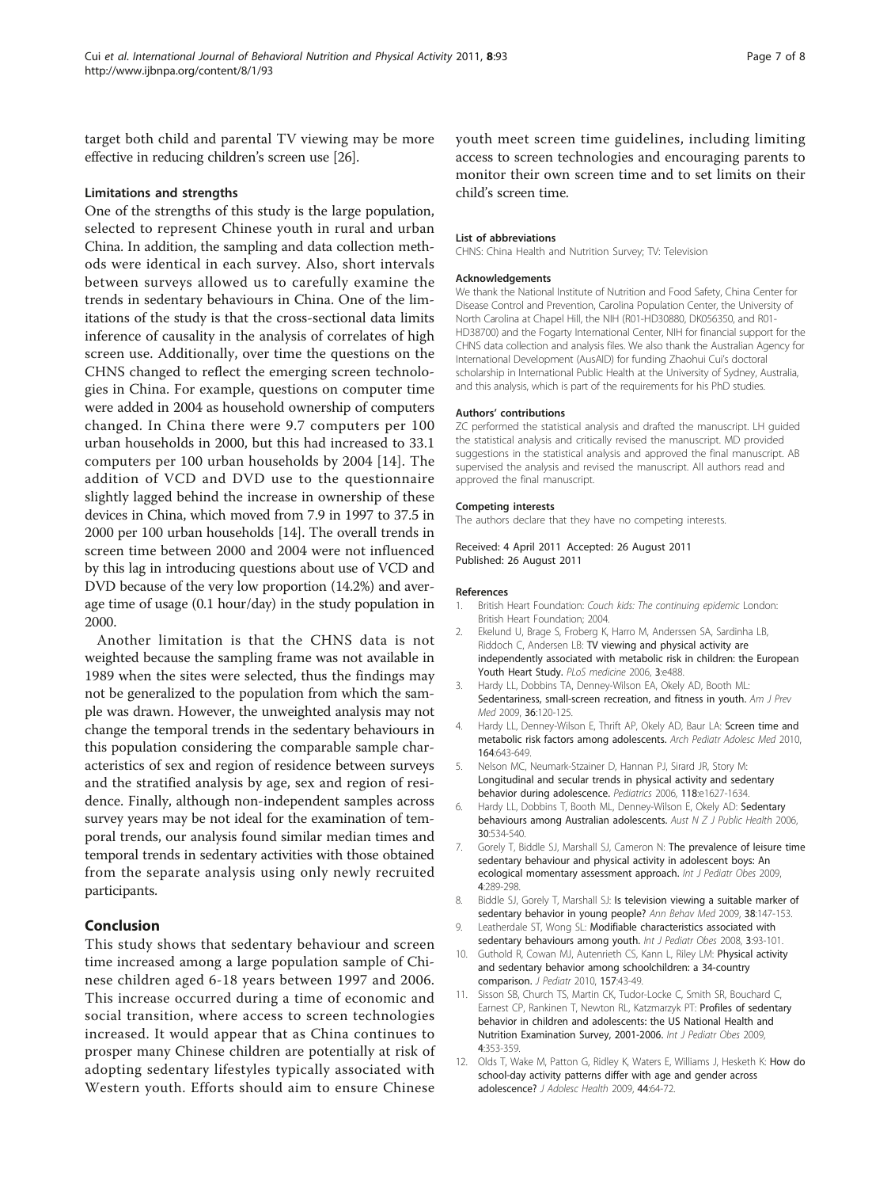target both child and parental TV viewing may be more effective in reducing children's screen use [26].

### Limitations and strengths

One of the strengths of this study is the large population, selected to represent Chinese youth in rural and urban China. In addition, the sampling and data collection methods were identical in each survey. Also, short intervals between surveys allowed us to carefully examine the trends in sedentary behaviours in China. One of the limitations of the study is that the cross-sectional data limits inference of causality in the analysis of correlates of high screen use. Additionally, over time the questions on the CHNS changed to reflect the emerging screen technologies in China. For example, questions on computer time were added in 2004 as household ownership of computers changed. In China there were 9.7 computers per 100 urban households in 2000, but this had increased to 33.1 computers per 100 urban households by 2004 [14]. The addition of VCD and DVD use to the questionnaire slightly lagged behind the increase in ownership of these devices in China, which moved from 7.9 in 1997 to 37.5 in 2000 per 100 urban households [14]. The overall trends in screen time between 2000 and 2004 were not influenced by this lag in introducing questions about use of VCD and DVD because of the very low proportion (14.2%) and average time of usage (0.1 hour/day) in the study population in 2000.

Another limitation is that the CHNS data is not weighted because the sampling frame was not available in 1989 when the sites were selected, thus the findings may not be generalized to the population from which the sample was drawn. However, the unweighted analysis may not change the temporal trends in the sedentary behaviours in this population considering the comparable sample characteristics of sex and region of residence between surveys and the stratified analysis by age, sex and region of residence. Finally, although non-independent samples across survey years may be not ideal for the examination of temporal trends, our analysis found similar median times and temporal trends in sedentary activities with those obtained from the separate analysis using only newly recruited participants.

## Conclusion

This study shows that sedentary behaviour and screen time increased among a large population sample of Chinese children aged 6-18 years between 1997 and 2006. This increase occurred during a time of economic and social transition, where access to screen technologies increased. It would appear that as China continues to prosper many Chinese children are potentially at risk of adopting sedentary lifestyles typically associated with Western youth. Efforts should aim to ensure Chinese youth meet screen time guidelines, including limiting access to screen technologies and encouraging parents to monitor their own screen time and to set limits on their child's screen time.

#### List of abbreviations

CHNS: China Health and Nutrition Survey; TV: Television

#### Acknowledgements

We thank the National Institute of Nutrition and Food Safety, China Center for Disease Control and Prevention, Carolina Population Center, the University of North Carolina at Chapel Hill, the NIH (R01-HD30880, DK056350, and R01-HD38700) and the Fogarty International Center, NIH for financial support for the CHNS data collection and analysis files. We also thank the Australian Agency for International Development (AusAID) for funding Zhaohui Cui's doctoral scholarship in International Public Health at the University of Sydney, Australia, and this analysis, which is part of the requirements for his PhD studies.

#### Authors' contributions

ZC performed the statistical analysis and drafted the manuscript. LH guided the statistical analysis and critically revised the manuscript. MD provided suggestions in the statistical analysis and approved the final manuscript. AB supervised the analysis and revised the manuscript. All authors read and approved the final manuscript.

#### Competing interests

The authors declare that they have no competing interests.

Received: 4 April 2011 Accepted: 26 August 2011
Published: 26 August 2011

#### References

1. British Heart Foundation: *Couch kids: The continuing epidemic* London: British Heart Foundation; 2004.
2. Ekelund U, Brage S, Froberg K, Harro M, Anderssen SA, Sardinha LB, Riddoch C, Andersen LB: **TV viewing and physical activity are independently associated with metabolic risk in children: the European Youth Heart Study.** *PLoS medicine* 2006, **3**:e488.
3. Hardy LL, Dobbins TA, Denney-Wilson EA, Okely AD, Booth ML: **Sedentariness, small-screen recreation, and fitness in youth.** *Am J Prev Med* 2009, **36**:120-125.
4. Hardy LL, Denney-Wilson E, Thrift AP, Okely AD, Baur LA: **Screen time and metabolic risk factors among adolescents.** *Arch Pediatr Adolesc Med* 2010, **164**:643-649.
5. Nelson MC, Neumark-Stzainer D, Hannan PJ, Sirard JR, Story M: **Longitudinal and secular trends in physical activity and sedentary behavior during adolescence.** *Pediatrics* 2006, **118**:e1627-1634.
6. Hardy LL, Dobbins T, Booth ML, Denney-Wilson E, Okely AD: **Sedentary behaviours among Australian adolescents.** *Aust N Z J Public Health* 2006, **30**:534-540.
7. Gorely T, Biddle SJ, Marshall SJ, Cameron N: **The prevalence of leisure time sedentary behaviour and physical activity in adolescent boys: An ecological momentary assessment approach.** *Int J Pediatr Obes* 2009, **4**:289-298.
8. Biddle SJ, Gorely T, Marshall SJ: **Is television viewing a suitable marker of sedentary behavior in young people?** *Ann Behav Med* 2009, **38**:147-153.
9. Leatherdale ST, Wong SL: **Modifiable characteristics associated with sedentary behaviours among youth.** *Int J Pediatr Obes* 2008, **3**:93-101.
10. Guthold R, Cowan MJ, Autenrieth CS, Kann L, Riley LM: **Physical activity and sedentary behavior among schoolchildren: a 34-country comparison.** *J Pediatr* 2010, **157**:43-49.
11. Sisson SB, Church TS, Martin CK, Tudor-Locke C, Smith SR, Bouchard C, Earnest CP, Rankinen T, Newton RL, Katzmarzyk PT: **Profiles of sedentary behavior in children and adolescents: the US National Health and Nutrition Examination Survey, 2001-2006.** *Int J Pediatr Obes* 2009, **4**:353-359.
12. Olds T, Wake M, Patton G, Ridley K, Waters E, Williams J, Hesketh K: **How do school-day activity patterns differ with age and gender across adolescence?** *J Adolesc Health* 2009, **44**:64-72.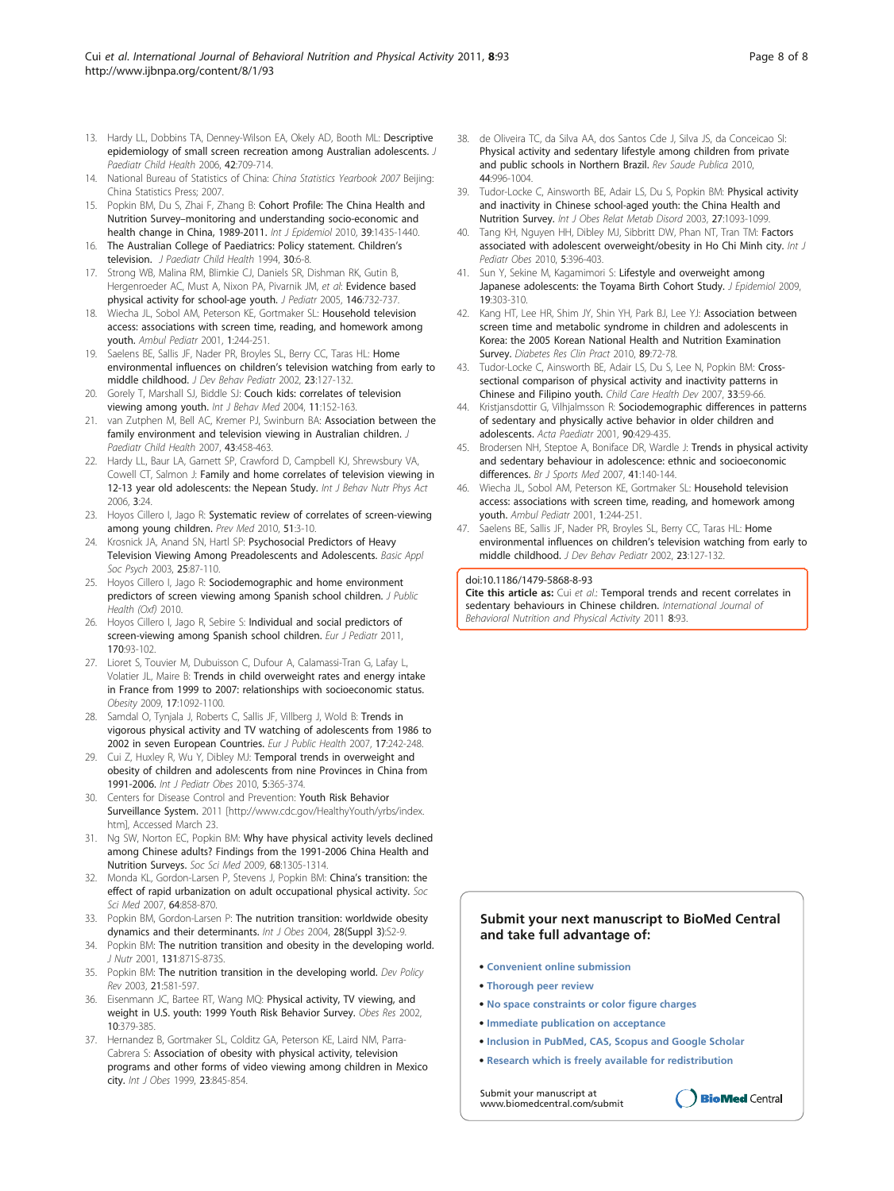13. Hardy LL, Dobbins TA, Denney-Wilson EA, Okely AD, Booth ML: **Descriptive epidemiology of small screen recreation among Australian adolescents.** *J Paediatr Child Health* 2006, **42**:709-714.
14. National Bureau of Statistics of China: *China Statistics Yearbook 2007* Beijing: China Statistics Press; 2007.
15. Popkin BM, Du S, Zhai F, Zhang B: **Cohort Profile: The China Health and Nutrition Survey–monitoring and understanding socio-economic and health change in China, 1989-2011.** *Int J Epidemiol* 2010, **39**:1435-1440.
16. The Australian College of Paediatrics: **Policy statement. Children's television.** *J Paediatr Child Health* 1994, **30**:6-8.
17. Strong WB, Malina RM, Blimkie CJ, Daniels SR, Dishman RK, Gutin B, Hergenroeder AC, Must A, Nixon PA, Pivarnik JM, *et al*: **Evidence based physical activity for school-age youth.** *J Pediatr* 2005, **146**:732-737.
18. Wiecha JL, Sobol AM, Peterson KE, Gortmaker SL: **Household television access: associations with screen time, reading, and homework among youth.** *Ambul Pediatr* 2001, **1**:244-251.
19. Saelens BE, Sallis JF, Nader PR, Broyles SL, Berry CC, Taras HL: **Home environmental influences on children's television watching from early to middle childhood.** *J Dev Behav Pediatr* 2002, **23**:127-132.
20. Gorely T, Marshall SJ, Biddle SJ: **Couch kids: correlates of television viewing among youth.** *Int J Behav Med* 2004, **11**:152-163.
21. van Zutphen M, Bell AC, Kremer PJ, Swinburn BA: **Association between the family environment and television viewing in Australian children.** *J Paediatr Child Health* 2007, **43**:458-463.
22. Hardy LL, Baur LA, Garnett SP, Crawford D, Campbell KJ, Shrewsbury VA, Cowell CT, Salmon J: **Family and home correlates of television viewing in 12-13 year old adolescents: the Nepean Study.** *Int J Behav Nutr Phys Act* 2006, **3**:24.
23. Hoyos Cillero I, Jago R: **Systematic review of correlates of screen-viewing among young children.** *Prev Med* 2010, **51**:3-10.
24. Krosnick JA, Anand SN, Hartl SP: **Psychosocial Predictors of Heavy Television Viewing Among Preadolescents and Adolescents.** *Basic Appl Soc Psych* 2003, **25**:87-110.
25. Hoyos Cillero I, Jago R: **Sociodemographic and home environment predictors of screen viewing among Spanish school children.** *J Public Health (Oxf)* 2010.
26. Hoyos Cillero I, Jago R, Sebire S: **Individual and social predictors of screen-viewing among Spanish school children.** *Eur J Pediatr* 2011, **170**:93-102.
27. Lioret S, Touvier M, Dubuisson C, Dufour A, Calamassi-Tran G, Lafay L, Volatier JL, Maire B: **Trends in child overweight rates and energy intake in France from 1999 to 2007: relationships with socioeconomic status.** *Obesity* 2009, **17**:1092-1100.
28. Samdal O, Tynjala J, Roberts C, Sallis JF, Villberg J, Wold B: **Trends in vigorous physical activity and TV watching of adolescents from 1986 to 2002 in seven European Countries.** *Eur J Public Health* 2007, **17**:242-248.
29. Cui Z, Huxley R, Wu Y, Dibley MJ: **Temporal trends in overweight and obesity of children and adolescents from nine Provinces in China from 1991-2006.** *Int J Pediatr Obes* 2010, **5**:365-374.
30. Centers for Disease Control and Prevention: **Youth Risk Behavior Surveillance System.** 2011 [http://www.cdc.gov/HealthyYouth/yrbs/index.htm], Accessed March 23.
31. Ng SW, Norton EC, Popkin BM: **Why have physical activity levels declined among Chinese adults? Findings from the 1991-2006 China Health and Nutrition Surveys.** *Soc Sci Med* 2009, **68**:1305-1314.
32. Monda KL, Gordon-Larsen P, Stevens J, Popkin BM: **China's transition: the effect of rapid urbanization on adult occupational physical activity.** *Soc Sci Med* 2007, **64**:858-870.
33. Popkin BM, Gordon-Larsen P: **The nutrition transition: worldwide obesity dynamics and their determinants.** *Int J Obes* 2004, **28(Suppl 3)**:S2-9.
34. Popkin BM: **The nutrition transition and obesity in the developing world.** *J Nutr* 2001, **131**:871S-873S.
35. Popkin BM: **The nutrition transition in the developing world.** *Dev Policy Rev* 2003, **21**:581-597.
36. Eisenmann JC, Bartee RT, Wang MQ: **Physical activity, TV viewing, and weight in U.S. youth: 1999 Youth Risk Behavior Survey.** *Obes Res* 2002, **10**:379-385.
37. Hernandez B, Gortmaker SL, Colditz GA, Peterson KE, Laird NM, Parra-Cabrera S: **Association of obesity with physical activity, television programs and other forms of video viewing among children in Mexico city.** *Int J Obes* 1999, **23**:845-854.
38. de Oliveira TC, da Silva AA, dos Santos Cde J, Silva JS, da Conceicao SI: **Physical activity and sedentary lifestyle among children from private and public schools in Northern Brazil.** *Rev Saude Publica* 2010, **44**:996-1004.
39. Tudor-Locke C, Ainsworth BE, Adair LS, Du S, Popkin BM: **Physical activity and inactivity in Chinese school-aged youth: the China Health and Nutrition Survey.** *Int J Obes Relat Metab Disord* 2003, **27**:1093-1099.
40. Tang KH, Nguyen HH, Dibley MJ, Sibbritt DW, Phan NT, Tran TM: **Factors associated with adolescent overweight/obesity in Ho Chi Minh city.** *Int J Pediatr Obes* 2010, **5**:396-403.
41. Sun Y, Sekine M, Kagamimori S: **Lifestyle and overweight among Japanese adolescents: the Toyama Birth Cohort Study.** *J Epidemiol* 2009, **19**:303-310.
42. Kang HT, Lee HR, Shim JY, Shin YH, Park BJ, Lee YJ: **Association between screen time and metabolic syndrome in children and adolescents in Korea: the 2005 Korean National Health and Nutrition Examination Survey.** *Diabetes Res Clin Pract* 2010, **89**:72-78.
43. Tudor-Locke C, Ainsworth BE, Adair LS, Du S, Lee N, Popkin BM: **Cross-sectional comparison of physical activity and inactivity patterns in Chinese and Filipino youth.** *Child Care Health Dev* 2007, **33**:59-66.
44. Kristjansdottir G, Vilhjalmsson R: **Sociodemographic differences in patterns of sedentary and physically active behavior in older children and adolescents.** *Acta Paediatr* 2001, **90**:429-435.
45. Brodersen NH, Steptoe A, Boniface DR, Wardle J: **Trends in physical activity and sedentary behaviour in adolescence: ethnic and socioeconomic differences.** *Br J Sports Med* 2007, **41**:140-144.
46. Wiecha JL, Sobol AM, Peterson KE, Gortmaker SL: **Household television access: associations with screen time, reading, and homework among youth.** *Ambul Pediatr* 2001, **1**:244-251.
47. Saelens BE, Sallis JF, Nader PR, Broyles SL, Berry CC, Taras HL: **Home environmental influences on children's television watching from early to middle childhood.** *J Dev Behav Pediatr* 2002, **23**:127-132.

doi:10.1186/1479-5868-8-93
**Cite this article as:** Cui *et al.*: Temporal trends and recent correlates in sedentary behaviours in Chinese children. *International Journal of Behavioral Nutrition and Physical Activity* 2011 **8**:93.

**Submit your next manuscript to BioMed Central and take full advantage of:**

- Convenient online submission
- Thorough peer review
- No space constraints or color figure charges
- Immediate publication on acceptance
- Inclusion in PubMed, CAS, Scopus and Google Scholar
- Research which is freely available for redistribution

Submit your manuscript at
www.biomedcentral.com/submit

BioMed Central